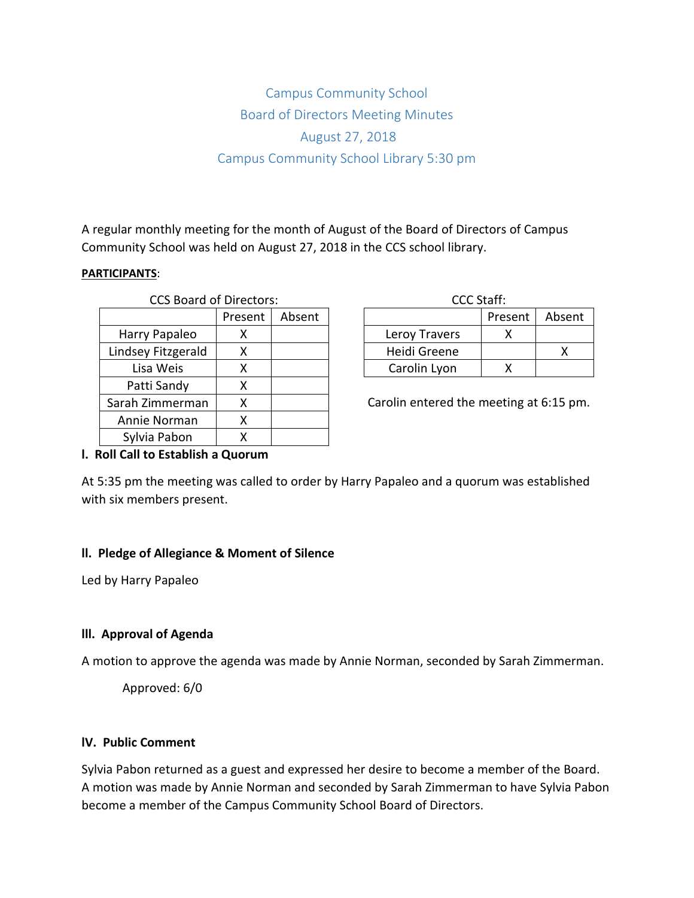# Campus Community School
## Board of Directors Meeting Minutes
## August 27, 2018
## Campus Community School Library 5:30 pm

A regular monthly meeting for the month of August of the Board of Directors of Campus Community School was held on August 27, 2018 in the CCS school library.

**PARTICIPANTS**:

CCS Board of Directors:

| | Present | Absent |
|---|---|---|
| Harry Papaleo | X | |
| Lindsey Fitzgerald | X | |
| Lisa Weis | X | |
| Patti Sandy | X | |
| Sarah Zimmerman | X | |
| Annie Norman | X | |
| Sylvia Pabon | X | |

CCC Staff:

| | Present | Absent |
|---|---|---|
| Leroy Travers | X | |
| Heidi Greene | | X |
| Carolin Lyon | X | |

Carolin entered the meeting at 6:15 pm.

### I. Roll Call to Establish a Quorum

At 5:35 pm the meeting was called to order by Harry Papaleo and a quorum was established with six members present.

### II. Pledge of Allegiance & Moment of Silence

Led by Harry Papaleo

### III. Approval of Agenda

A motion to approve the agenda was made by Annie Norman, seconded by Sarah Zimmerman.

Approved: 6/0

### IV. Public Comment

Sylvia Pabon returned as a guest and expressed her desire to become a member of the Board. A motion was made by Annie Norman and seconded by Sarah Zimmerman to have Sylvia Pabon become a member of the Campus Community School Board of Directors.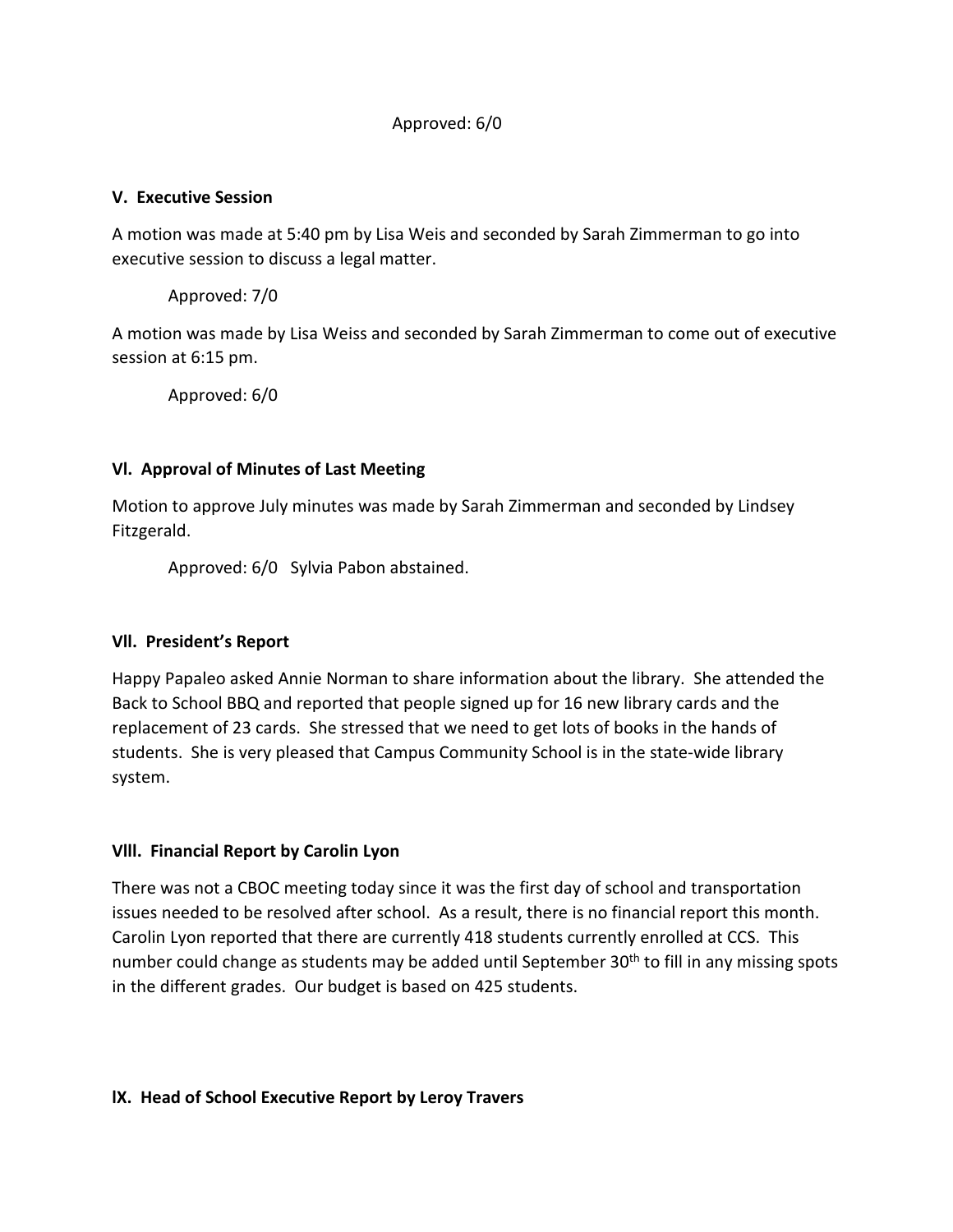Approved: 6/0

**V. Executive Session**

A motion was made at 5:40 pm by Lisa Weis and seconded by Sarah Zimmerman to go into executive session to discuss a legal matter.

Approved: 7/0

A motion was made by Lisa Weiss and seconded by Sarah Zimmerman to come out of executive session at 6:15 pm.

Approved: 6/0

**Vl. Approval of Minutes of Last Meeting**

Motion to approve July minutes was made by Sarah Zimmerman and seconded by Lindsey Fitzgerald.

Approved: 6/0 Sylvia Pabon abstained.

**Vll. President's Report**

Happy Papaleo asked Annie Norman to share information about the library. She attended the Back to School BBQ and reported that people signed up for 16 new library cards and the replacement of 23 cards. She stressed that we need to get lots of books in the hands of students. She is very pleased that Campus Community School is in the state-wide library system.

**Vlll. Financial Report by Carolin Lyon**

There was not a CBOC meeting today since it was the first day of school and transportation issues needed to be resolved after school. As a result, there is no financial report this month. Carolin Lyon reported that there are currently 418 students currently enrolled at CCS. This number could change as students may be added until September 30th to fill in any missing spots in the different grades. Our budget is based on 425 students.

**lX. Head of School Executive Report by Leroy Travers**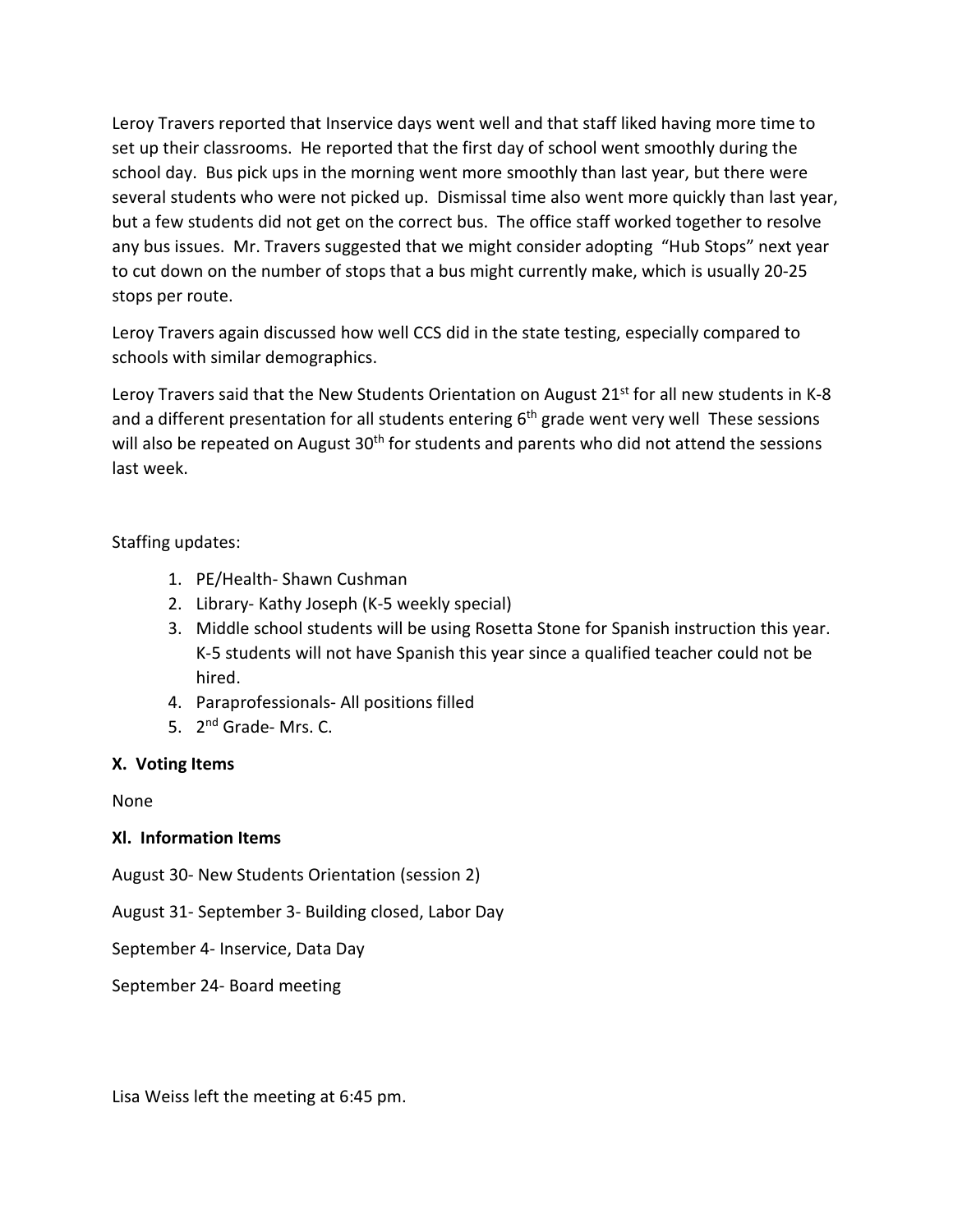Leroy Travers reported that Inservice days went well and that staff liked having more time to set up their classrooms. He reported that the first day of school went smoothly during the school day. Bus pick ups in the morning went more smoothly than last year, but there were several students who were not picked up. Dismissal time also went more quickly than last year, but a few students did not get on the correct bus. The office staff worked together to resolve any bus issues. Mr. Travers suggested that we might consider adopting "Hub Stops" next year to cut down on the number of stops that a bus might currently make, which is usually 20-25 stops per route.

Leroy Travers again discussed how well CCS did in the state testing, especially compared to schools with similar demographics.

Leroy Travers said that the New Students Orientation on August 21st for all new students in K-8 and a different presentation for all students entering 6th grade went very well These sessions will also be repeated on August 30th for students and parents who did not attend the sessions last week.

Staffing updates:

1. PE/Health- Shawn Cushman
2. Library- Kathy Joseph (K-5 weekly special)
3. Middle school students will be using Rosetta Stone for Spanish instruction this year. K-5 students will not have Spanish this year since a qualified teacher could not be hired.
4. Paraprofessionals- All positions filled
5. 2nd Grade- Mrs. C.

**X. Voting Items**

None

**XI. Information Items**

August 30- New Students Orientation (session 2)

August 31- September 3- Building closed, Labor Day

September 4- Inservice, Data Day

September 24- Board meeting

Lisa Weiss left the meeting at 6:45 pm.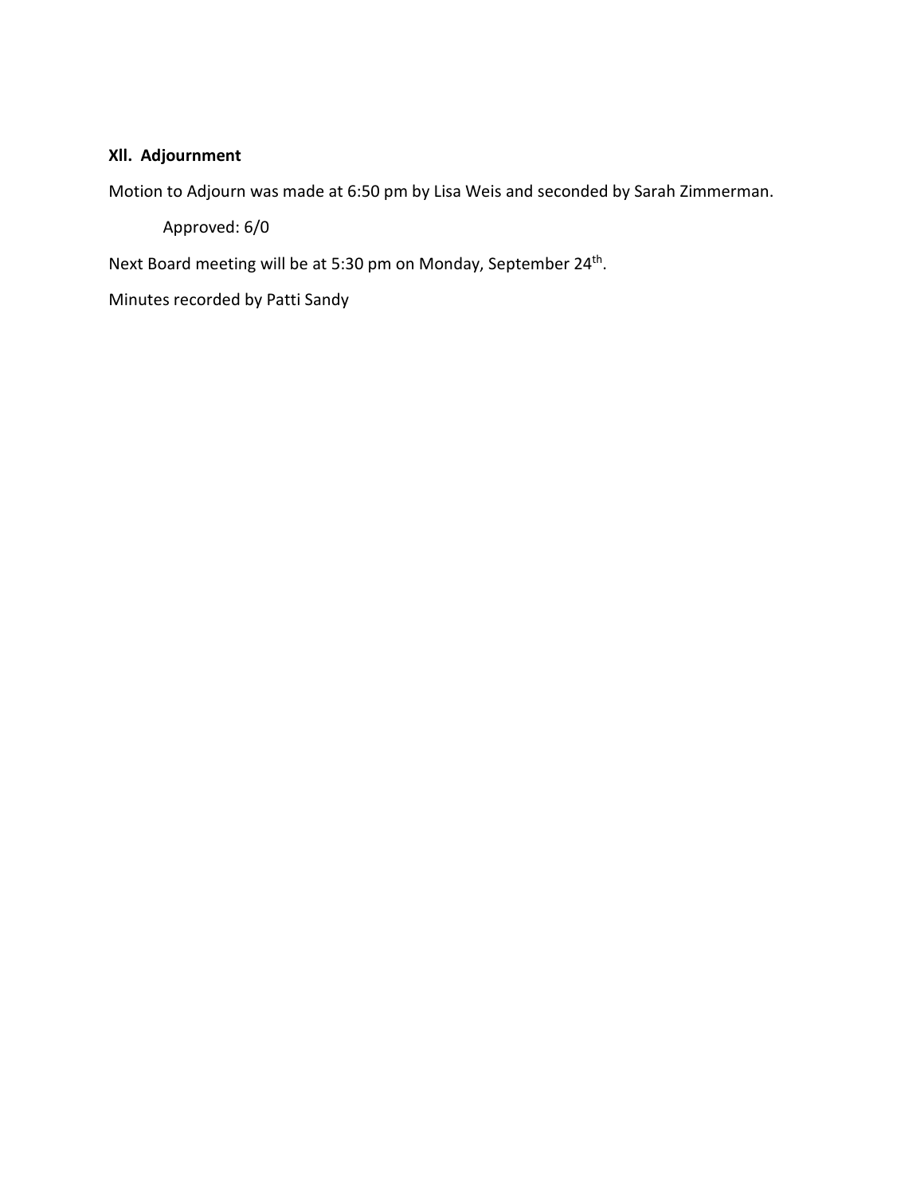### XII. Adjournment

Motion to Adjourn was made at 6:50 pm by Lisa Weis and seconded by Sarah Zimmerman.

Approved: 6/0

Next Board meeting will be at 5:30 pm on Monday, September 24th.

Minutes recorded by Patti Sandy